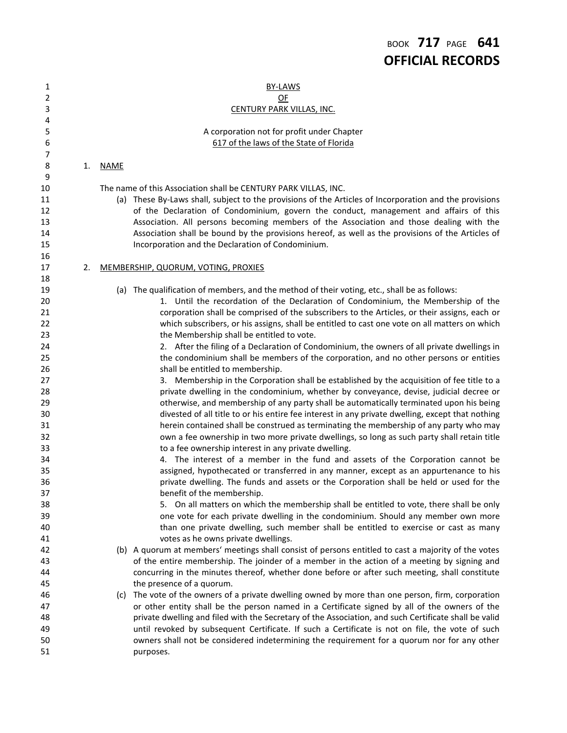BOOK **717** PAGE **641**
**OFFICIAL RECORDS**

# BY-LAWS
# OF
# CENTURY PARK VILLAS, INC.

A corporation not for profit under Chapter
617 of the laws of the State of Florida

## 1. NAME

The name of this Association shall be CENTURY PARK VILLAS, INC.

(a) These By-Laws shall, subject to the provisions of the Articles of Incorporation and the provisions of the Declaration of Condominium, govern the conduct, management and affairs of this Association. All persons becoming members of the Association and those dealing with the Association shall be bound by the provisions hereof, as well as the provisions of the Articles of Incorporation and the Declaration of Condominium.

## 2. MEMBERSHIP, QUORUM, VOTING, PROXIES

(a) The qualification of members, and the method of their voting, etc., shall be as follows:

1. Until the recordation of the Declaration of Condominium, the Membership of the corporation shall be comprised of the subscribers to the Articles, or their assigns, each or which subscribers, or his assigns, shall be entitled to cast one vote on all matters on which the Membership shall be entitled to vote.

2. After the filing of a Declaration of Condominium, the owners of all private dwellings in the condominium shall be members of the corporation, and no other persons or entities shall be entitled to membership.

3. Membership in the Corporation shall be established by the acquisition of fee title to a private dwelling in the condominium, whether by conveyance, devise, judicial decree or otherwise, and membership of any party shall be automatically terminated upon his being divested of all title to or his entire fee interest in any private dwelling, except that nothing herein contained shall be construed as terminating the membership of any party who may own a fee ownership in two more private dwellings, so long as such party shall retain title to a fee ownership interest in any private dwelling.

4. The interest of a member in the fund and assets of the Corporation cannot be assigned, hypothecated or transferred in any manner, except as an appurtenance to his private dwelling. The funds and assets or the Corporation shall be held or used for the benefit of the membership.

5. On all matters on which the membership shall be entitled to vote, there shall be only one vote for each private dwelling in the condominium. Should any member own more than one private dwelling, such member shall be entitled to exercise or cast as many votes as he owns private dwellings.

(b) A quorum at members' meetings shall consist of persons entitled to cast a majority of the votes of the entire membership. The joinder of a member in the action of a meeting by signing and concurring in the minutes thereof, whether done before or after such meeting, shall constitute the presence of a quorum.

(c) The vote of the owners of a private dwelling owned by more than one person, firm, corporation or other entity shall be the person named in a Certificate signed by all of the owners of the private dwelling and filed with the Secretary of the Association, and such Certificate shall be valid until revoked by subsequent Certificate. If such a Certificate is not on file, the vote of such owners shall not be considered indetermining the requirement for a quorum nor for any other purposes.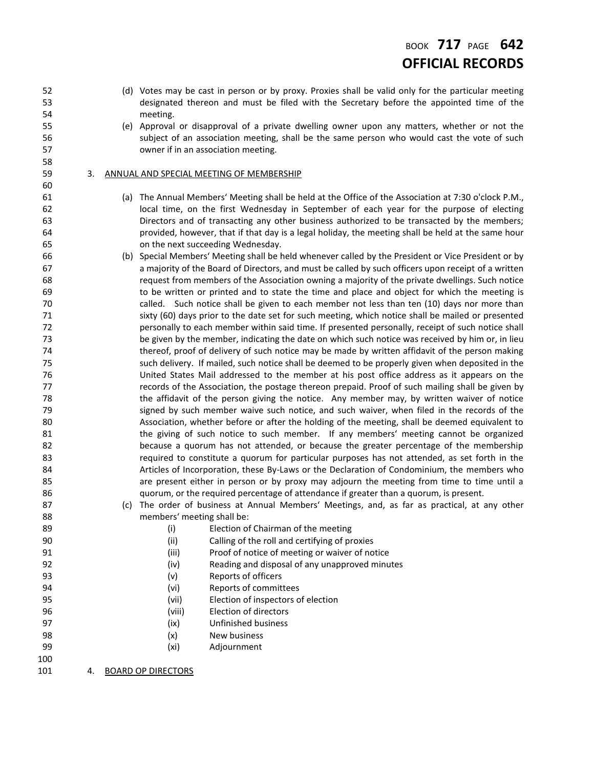(d) Votes may be cast in person or by proxy. Proxies shall be valid only for the particular meeting designated thereon and must be filed with the Secretary before the appointed time of the meeting.

(e) Approval or disapproval of a private dwelling owner upon any matters, whether or not the subject of an association meeting, shall be the same person who would cast the vote of such owner if in an association meeting.

3. <u>ANNUAL AND SPECIAL MEETING OF MEMBERSHIP</u>

(a) The Annual Members' Meeting shall be held at the Office of the Association at 7:30 o'clock P.M., local time, on the first Wednesday in September of each year for the purpose of electing Directors and of transacting any other business authorized to be transacted by the members; provided, however, that if that day is a legal holiday, the meeting shall be held at the same hour on the next succeeding Wednesday.

(b) Special Members' Meeting shall be held whenever called by the President or Vice President or by a majority of the Board of Directors, and must be called by such officers upon receipt of a written request from members of the Association owning a majority of the private dwellings. Such notice to be written or printed and to state the time and place and object for which the meeting is called. Such notice shall be given to each member not less than ten (10) days nor more than sixty (60) days prior to the date set for such meeting, which notice shall be mailed or presented personally to each member within said time. If presented personally, receipt of such notice shall be given by the member, indicating the date on which such notice was received by him or, in lieu thereof, proof of delivery of such notice may be made by written affidavit of the person making such delivery. If mailed, such notice shall be deemed to be properly given when deposited in the United States Mail addressed to the member at his post office address as it appears on the records of the Association, the postage thereon prepaid. Proof of such mailing shall be given by the affidavit of the person giving the notice. Any member may, by written waiver of notice signed by such member waive such notice, and such waiver, when filed in the records of the Association, whether before or after the holding of the meeting, shall be deemed equivalent to the giving of such notice to such member. If any members' meeting cannot be organized because a quorum has not attended, or because the greater percentage of the membership required to constitute a quorum for particular purposes has not attended, as set forth in the Articles of Incorporation, these By-Laws or the Declaration of Condominium, the members who are present either in person or by proxy may adjourn the meeting from time to time until a quorum, or the required percentage of attendance if greater than a quorum, is present.

(c) The order of business at Annual Members' Meetings, and, as far as practical, at any other members' meeting shall be:

(i) Election of Chairman of the meeting
(ii) Calling of the roll and certifying of proxies
(iii) Proof of notice of meeting or waiver of notice
(iv) Reading and disposal of any unapproved minutes
(v) Reports of officers
(vi) Reports of committees
(vii) Election of inspectors of election
(viii) Election of directors
(ix) Unfinished business
(x) New business
(xi) Adjournment

4. <u>BOARD OP DIRECTORS</u>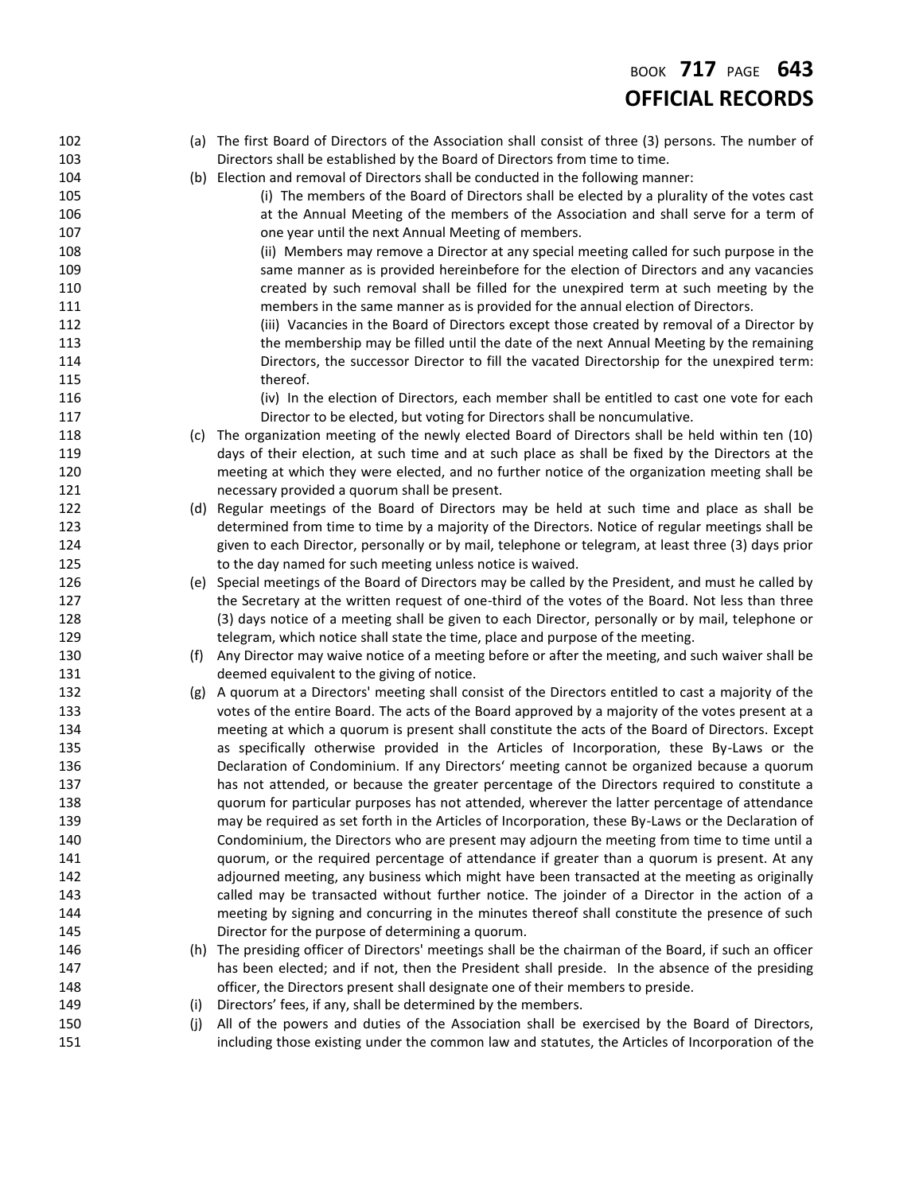(a) The first Board of Directors of the Association shall consist of three (3) persons. The number of Directors shall be established by the Board of Directors from time to time.

(b) Election and removal of Directors shall be conducted in the following manner:

  (i) The members of the Board of Directors shall be elected by a plurality of the votes cast at the Annual Meeting of the members of the Association and shall serve for a term of one year until the next Annual Meeting of members.

  (ii) Members may remove a Director at any special meeting called for such purpose in the same manner as is provided hereinbefore for the election of Directors and any vacancies created by such removal shall be filled for the unexpired term at such meeting by the members in the same manner as is provided for the annual election of Directors.

  (iii) Vacancies in the Board of Directors except those created by removal of a Director by the membership may be filled until the date of the next Annual Meeting by the remaining Directors, the successor Director to fill the vacated Directorship for the unexpired term: thereof.

  (iv) In the election of Directors, each member shall be entitled to cast one vote for each Director to be elected, but voting for Directors shall be noncumulative.

(c) The organization meeting of the newly elected Board of Directors shall be held within ten (10) days of their election, at such time and at such place as shall be fixed by the Directors at the meeting at which they were elected, and no further notice of the organization meeting shall be necessary provided a quorum shall be present.

(d) Regular meetings of the Board of Directors may be held at such time and place as shall be determined from time to time by a majority of the Directors. Notice of regular meetings shall be given to each Director, personally or by mail, telephone or telegram, at least three (3) days prior to the day named for such meeting unless notice is waived.

(e) Special meetings of the Board of Directors may be called by the President, and must he called by the Secretary at the written request of one-third of the votes of the Board. Not less than three (3) days notice of a meeting shall be given to each Director, personally or by mail, telephone or telegram, which notice shall state the time, place and purpose of the meeting.

(f) Any Director may waive notice of a meeting before or after the meeting, and such waiver shall be deemed equivalent to the giving of notice.

(g) A quorum at a Directors' meeting shall consist of the Directors entitled to cast a majority of the votes of the entire Board. The acts of the Board approved by a majority of the votes present at a meeting at which a quorum is present shall constitute the acts of the Board of Directors. Except as specifically otherwise provided in the Articles of Incorporation, these By-Laws or the Declaration of Condominium. If any Directors' meeting cannot be organized because a quorum has not attended, or because the greater percentage of the Directors required to constitute a quorum for particular purposes has not attended, wherever the latter percentage of attendance may be required as set forth in the Articles of Incorporation, these By-Laws or the Declaration of Condominium, the Directors who are present may adjourn the meeting from time to time until a quorum, or the required percentage of attendance if greater than a quorum is present. At any adjourned meeting, any business which might have been transacted at the meeting as originally called may be transacted without further notice. The joinder of a Director in the action of a meeting by signing and concurring in the minutes thereof shall constitute the presence of such Director for the purpose of determining a quorum.

(h) The presiding officer of Directors' meetings shall be the chairman of the Board, if such an officer has been elected; and if not, then the President shall preside. In the absence of the presiding officer, the Directors present shall designate one of their members to preside.

(i) Directors' fees, if any, shall be determined by the members.

(j) All of the powers and duties of the Association shall be exercised by the Board of Directors, including those existing under the common law and statutes, the Articles of Incorporation of the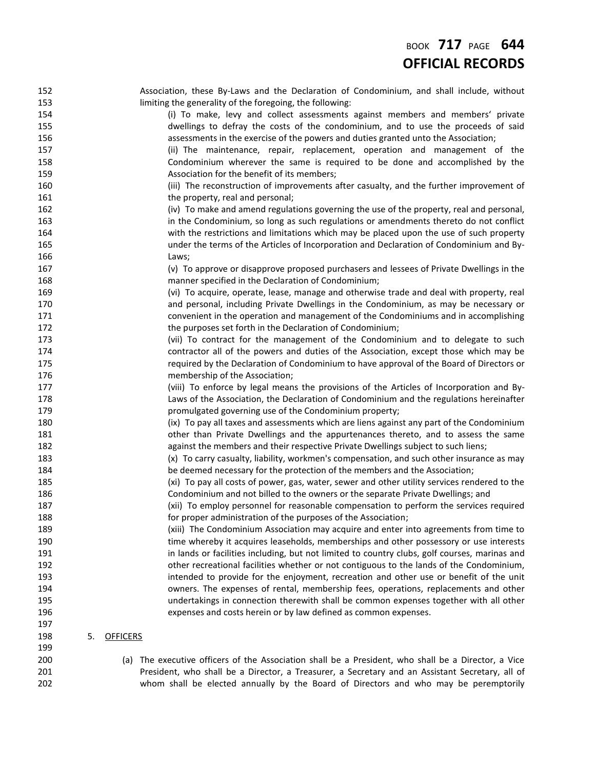Association, these By-Laws and the Declaration of Condominium, and shall include, without limiting the generality of the foregoing, the following:

(i) To make, levy and collect assessments against members and members' private dwellings to defray the costs of the condominium, and to use the proceeds of said assessments in the exercise of the powers and duties granted unto the Association;

(ii) The maintenance, repair, replacement, operation and management of the Condominium wherever the same is required to be done and accomplished by the Association for the benefit of its members;

(iii) The reconstruction of improvements after casualty, and the further improvement of the property, real and personal;

(iv) To make and amend regulations governing the use of the property, real and personal, in the Condominium, so long as such regulations or amendments thereto do not conflict with the restrictions and limitations which may be placed upon the use of such property under the terms of the Articles of Incorporation and Declaration of Condominium and By-Laws;

(v) To approve or disapprove proposed purchasers and lessees of Private Dwellings in the manner specified in the Declaration of Condominium;

(vi) To acquire, operate, lease, manage and otherwise trade and deal with property, real and personal, including Private Dwellings in the Condominium, as may be necessary or convenient in the operation and management of the Condominiums and in accomplishing the purposes set forth in the Declaration of Condominium;

(vii) To contract for the management of the Condominium and to delegate to such contractor all of the powers and duties of the Association, except those which may be required by the Declaration of Condominium to have approval of the Board of Directors or membership of the Association;

(viii) To enforce by legal means the provisions of the Articles of Incorporation and By-Laws of the Association, the Declaration of Condominium and the regulations hereinafter promulgated governing use of the Condominium property;

(ix) To pay all taxes and assessments which are liens against any part of the Condominium other than Private Dwellings and the appurtenances thereto, and to assess the same against the members and their respective Private Dwellings subject to such liens;

(x) To carry casualty, liability, workmen's compensation, and such other insurance as may be deemed necessary for the protection of the members and the Association;

(xi) To pay all costs of power, gas, water, sewer and other utility services rendered to the Condominium and not billed to the owners or the separate Private Dwellings; and

(xii) To employ personnel for reasonable compensation to perform the services required for proper administration of the purposes of the Association;

(xiii) The Condominium Association may acquire and enter into agreements from time to time whereby it acquires leaseholds, memberships and other possessory or use interests in lands or facilities including, but not limited to country clubs, golf courses, marinas and other recreational facilities whether or not contiguous to the lands of the Condominium, intended to provide for the enjoyment, recreation and other use or benefit of the unit owners. The expenses of rental, membership fees, operations, replacements and other undertakings in connection therewith shall be common expenses together with all other expenses and costs herein or by law defined as common expenses.

5. OFFICERS

(a) The executive officers of the Association shall be a President, who shall be a Director, a Vice President, who shall be a Director, a Treasurer, a Secretary and an Assistant Secretary, all of whom shall be elected annually by the Board of Directors and who may be peremptorily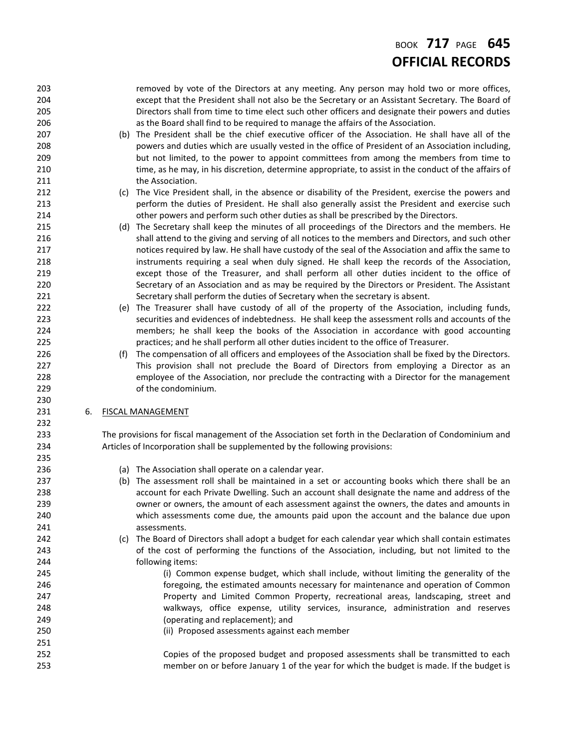removed by vote of the Directors at any meeting. Any person may hold two or more offices, except that the President shall not also be the Secretary or an Assistant Secretary. The Board of Directors shall from time to time elect such other officers and designate their powers and duties as the Board shall find to be required to manage the affairs of the Association.

(b) The President shall be the chief executive officer of the Association. He shall have all of the powers and duties which are usually vested in the office of President of an Association including, but not limited, to the power to appoint committees from among the members from time to time, as he may, in his discretion, determine appropriate, to assist in the conduct of the affairs of the Association.

(c) The Vice President shall, in the absence or disability of the President, exercise the powers and perform the duties of President. He shall also generally assist the President and exercise such other powers and perform such other duties as shall be prescribed by the Directors.

(d) The Secretary shall keep the minutes of all proceedings of the Directors and the members. He shall attend to the giving and serving of all notices to the members and Directors, and such other notices required by law. He shall have custody of the seal of the Association and affix the same to instruments requiring a seal when duly signed. He shall keep the records of the Association, except those of the Treasurer, and shall perform all other duties incident to the office of Secretary of an Association and as may be required by the Directors or President. The Assistant Secretary shall perform the duties of Secretary when the secretary is absent.

(e) The Treasurer shall have custody of all of the property of the Association, including funds, securities and evidences of indebtedness. He shall keep the assessment rolls and accounts of the members; he shall keep the books of the Association in accordance with good accounting practices; and he shall perform all other duties incident to the office of Treasurer.

(f) The compensation of all officers and employees of the Association shall be fixed by the Directors. This provision shall not preclude the Board of Directors from employing a Director as an employee of the Association, nor preclude the contracting with a Director for the management of the condominium.

## 6. FISCAL MANAGEMENT

The provisions for fiscal management of the Association set forth in the Declaration of Condominium and Articles of Incorporation shall be supplemented by the following provisions:

(a) The Association shall operate on a calendar year.

(b) The assessment roll shall be maintained in a set or accounting books which there shall be an account for each Private Dwelling. Such an account shall designate the name and address of the owner or owners, the amount of each assessment against the owners, the dates and amounts in which assessments come due, the amounts paid upon the account and the balance due upon assessments.

(c) The Board of Directors shall adopt a budget for each calendar year which shall contain estimates of the cost of performing the functions of the Association, including, but not limited to the following items:

(i) Common expense budget, which shall include, without limiting the generality of the foregoing, the estimated amounts necessary for maintenance and operation of Common Property and Limited Common Property, recreational areas, landscaping, street and walkways, office expense, utility services, insurance, administration and reserves (operating and replacement); and

(ii) Proposed assessments against each member

Copies of the proposed budget and proposed assessments shall be transmitted to each member on or before January 1 of the year for which the budget is made. If the budget is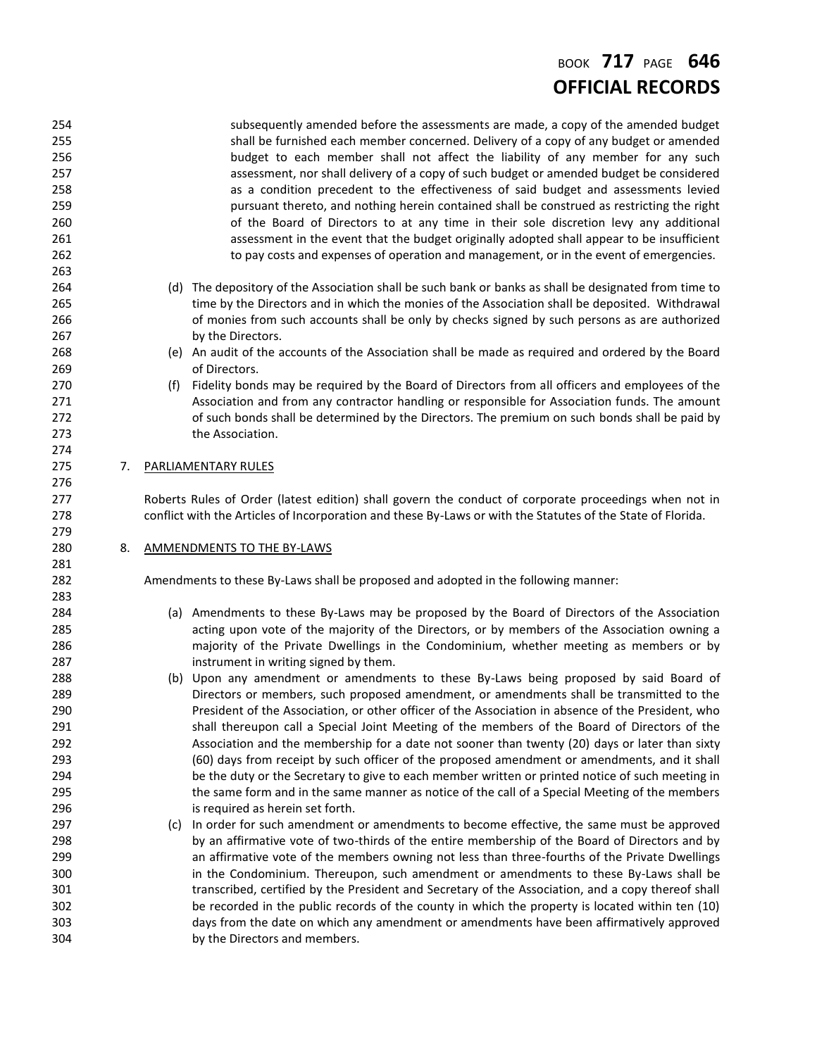subsequently amended before the assessments are made, a copy of the amended budget shall be furnished each member concerned. Delivery of a copy of any budget or amended budget to each member shall not affect the liability of any member for any such assessment, nor shall delivery of a copy of such budget or amended budget be considered as a condition precedent to the effectiveness of said budget and assessments levied pursuant thereto, and nothing herein contained shall be construed as restricting the right of the Board of Directors to at any time in their sole discretion levy any additional assessment in the event that the budget originally adopted shall appear to be insufficient to pay costs and expenses of operation and management, or in the event of emergencies.

(d) The depository of the Association shall be such bank or banks as shall be designated from time to time by the Directors and in which the monies of the Association shall be deposited. Withdrawal of monies from such accounts shall be only by checks signed by such persons as are authorized by the Directors.

(e) An audit of the accounts of the Association shall be made as required and ordered by the Board of Directors.

(f) Fidelity bonds may be required by the Board of Directors from all officers and employees of the Association and from any contractor handling or responsible for Association funds. The amount of such bonds shall be determined by the Directors. The premium on such bonds shall be paid by the Association.

7. PARLIAMENTARY RULES

Roberts Rules of Order (latest edition) shall govern the conduct of corporate proceedings when not in conflict with the Articles of Incorporation and these By-Laws or with the Statutes of the State of Florida.

8. AMMENDMENTS TO THE BY-LAWS

Amendments to these By-Laws shall be proposed and adopted in the following manner:

(a) Amendments to these By-Laws may be proposed by the Board of Directors of the Association acting upon vote of the majority of the Directors, or by members of the Association owning a majority of the Private Dwellings in the Condominium, whether meeting as members or by instrument in writing signed by them.

(b) Upon any amendment or amendments to these By-Laws being proposed by said Board of Directors or members, such proposed amendment, or amendments shall be transmitted to the President of the Association, or other officer of the Association in absence of the President, who shall thereupon call a Special Joint Meeting of the members of the Board of Directors of the Association and the membership for a date not sooner than twenty (20) days or later than sixty (60) days from receipt by such officer of the proposed amendment or amendments, and it shall be the duty or the Secretary to give to each member written or printed notice of such meeting in the same form and in the same manner as notice of the call of a Special Meeting of the members is required as herein set forth.

(c) In order for such amendment or amendments to become effective, the same must be approved by an affirmative vote of two-thirds of the entire membership of the Board of Directors and by an affirmative vote of the members owning not less than three-fourths of the Private Dwellings in the Condominium. Thereupon, such amendment or amendments to these By-Laws shall be transcribed, certified by the President and Secretary of the Association, and a copy thereof shall be recorded in the public records of the county in which the property is located within ten (10) days from the date on which any amendment or amendments have been affirmatively approved by the Directors and members.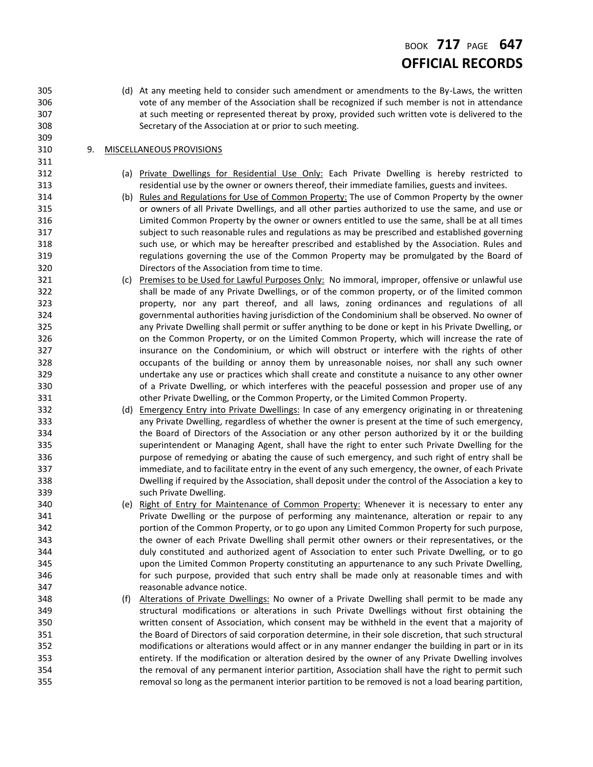(d) At any meeting held to consider such amendment or amendments to the By-Laws, the written vote of any member of the Association shall be recognized if such member is not in attendance at such meeting or represented thereat by proxy, provided such written vote is delivered to the Secretary of the Association at or prior to such meeting.

9. MISCELLANEOUS PROVISIONS

(a) Private Dwellings for Residential Use Only: Each Private Dwelling is hereby restricted to residential use by the owner or owners thereof, their immediate families, guests and invitees.

(b) Rules and Regulations for Use of Common Property: The use of Common Property by the owner or owners of all Private Dwellings, and all other parties authorized to use the same, and use or Limited Common Property by the owner or owners entitled to use the same, shall be at all times subject to such reasonable rules and regulations as may be prescribed and established governing such use, or which may be hereafter prescribed and established by the Association. Rules and regulations governing the use of the Common Property may be promulgated by the Board of Directors of the Association from time to time.

(c) Premises to be Used for Lawful Purposes Only: No immoral, improper, offensive or unlawful use shall be made of any Private Dwellings, or of the common property, or of the limited common property, nor any part thereof, and all laws, zoning ordinances and regulations of all governmental authorities having jurisdiction of the Condominium shall be observed. No owner of any Private Dwelling shall permit or suffer anything to be done or kept in his Private Dwelling, or on the Common Property, or on the Limited Common Property, which will increase the rate of insurance on the Condominium, or which will obstruct or interfere with the rights of other occupants of the building or annoy them by unreasonable noises, nor shall any such owner undertake any use or practices which shall create and constitute a nuisance to any other owner of a Private Dwelling, or which interferes with the peaceful possession and proper use of any other Private Dwelling, or the Common Property, or the Limited Common Property.

(d) Emergency Entry into Private Dwellings: In case of any emergency originating in or threatening any Private Dwelling, regardless of whether the owner is present at the time of such emergency, the Board of Directors of the Association or any other person authorized by it or the building superintendent or Managing Agent, shall have the right to enter such Private Dwelling for the purpose of remedying or abating the cause of such emergency, and such right of entry shall be immediate, and to facilitate entry in the event of any such emergency, the owner, of each Private Dwelling if required by the Association, shall deposit under the control of the Association a key to such Private Dwelling.

(e) Right of Entry for Maintenance of Common Property: Whenever it is necessary to enter any Private Dwelling or the purpose of performing any maintenance, alteration or repair to any portion of the Common Property, or to go upon any Limited Common Property for such purpose, the owner of each Private Dwelling shall permit other owners or their representatives, or the duly constituted and authorized agent of Association to enter such Private Dwelling, or to go upon the Limited Common Property constituting an appurtenance to any such Private Dwelling, for such purpose, provided that such entry shall be made only at reasonable times and with reasonable advance notice.

(f) Alterations of Private Dwellings: No owner of a Private Dwelling shall permit to be made any structural modifications or alterations in such Private Dwellings without first obtaining the written consent of Association, which consent may be withheld in the event that a majority of the Board of Directors of said corporation determine, in their sole discretion, that such structural modifications or alterations would affect or in any manner endanger the building in part or in its entirety. If the modification or alteration desired by the owner of any Private Dwelling involves the removal of any permanent interior partition, Association shall have the right to permit such removal so long as the permanent interior partition to be removed is not a load bearing partition,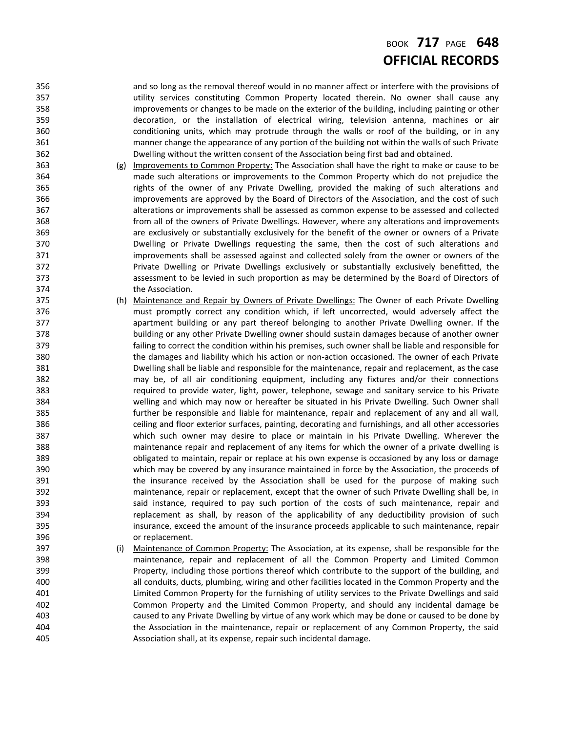and so long as the removal thereof would in no manner affect or interfere with the provisions of utility services constituting Common Property located therein. No owner shall cause any improvements or changes to be made on the exterior of the building, including painting or other decoration, or the installation of electrical wiring, television antenna, machines or air conditioning units, which may protrude through the walls or roof of the building, or in any manner change the appearance of any portion of the building not within the walls of such Private Dwelling without the written consent of the Association being first bad and obtained.

(g) Improvements to Common Property: The Association shall have the right to make or cause to be made such alterations or improvements to the Common Property which do not prejudice the rights of the owner of any Private Dwelling, provided the making of such alterations and improvements are approved by the Board of Directors of the Association, and the cost of such alterations or improvements shall be assessed as common expense to be assessed and collected from all of the owners of Private Dwellings. However, where any alterations and improvements are exclusively or substantially exclusively for the benefit of the owner or owners of a Private Dwelling or Private Dwellings requesting the same, then the cost of such alterations and improvements shall be assessed against and collected solely from the owner or owners of the Private Dwelling or Private Dwellings exclusively or substantially exclusively benefitted, the assessment to be levied in such proportion as may be determined by the Board of Directors of the Association.

(h) Maintenance and Repair by Owners of Private Dwellings: The Owner of each Private Dwelling must promptly correct any condition which, if left uncorrected, would adversely affect the apartment building or any part thereof belonging to another Private Dwelling owner. If the building or any other Private Dwelling owner should sustain damages because of another owner failing to correct the condition within his premises, such owner shall be liable and responsible for the damages and liability which his action or non-action occasioned. The owner of each Private Dwelling shall be liable and responsible for the maintenance, repair and replacement, as the case may be, of all air conditioning equipment, including any fixtures and/or their connections required to provide water, light, power, telephone, sewage and sanitary service to his Private welling and which may now or hereafter be situated in his Private Dwelling. Such Owner shall further be responsible and liable for maintenance, repair and replacement of any and all wall, ceiling and floor exterior surfaces, painting, decorating and furnishings, and all other accessories which such owner may desire to place or maintain in his Private Dwelling. Wherever the maintenance repair and replacement of any items for which the owner of a private dwelling is obligated to maintain, repair or replace at his own expense is occasioned by any loss or damage which may be covered by any insurance maintained in force by the Association, the proceeds of the insurance received by the Association shall be used for the purpose of making such maintenance, repair or replacement, except that the owner of such Private Dwelling shall be, in said instance, required to pay such portion of the costs of such maintenance, repair and replacement as shall, by reason of the applicability of any deductibility provision of such insurance, exceed the amount of the insurance proceeds applicable to such maintenance, repair or replacement.

(i) Maintenance of Common Property: The Association, at its expense, shall be responsible for the maintenance, repair and replacement of all the Common Property and Limited Common Property, including those portions thereof which contribute to the support of the building, and all conduits, ducts, plumbing, wiring and other facilities located in the Common Property and the Limited Common Property for the furnishing of utility services to the Private Dwellings and said Common Property and the Limited Common Property, and should any incidental damage be caused to any Private Dwelling by virtue of any work which may be done or caused to be done by the Association in the maintenance, repair or replacement of any Common Property, the said Association shall, at its expense, repair such incidental damage.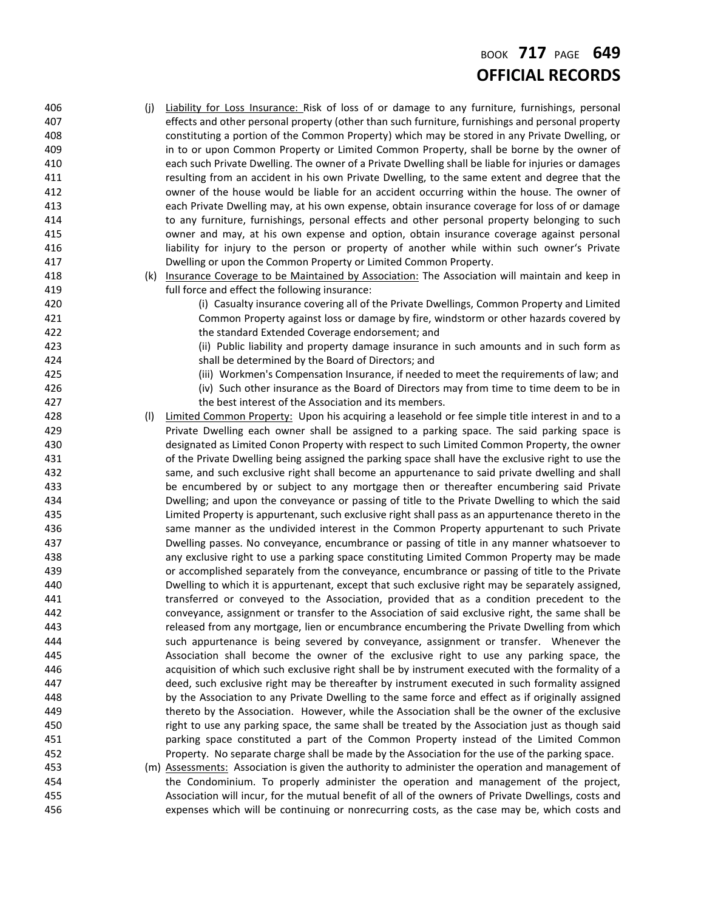(j) Liability for Loss Insurance: Risk of loss of or damage to any furniture, furnishings, personal effects and other personal property (other than such furniture, furnishings and personal property constituting a portion of the Common Property) which may be stored in any Private Dwelling, or in to or upon Common Property or Limited Common Property, shall be borne by the owner of each such Private Dwelling. The owner of a Private Dwelling shall be liable for injuries or damages resulting from an accident in his own Private Dwelling, to the same extent and degree that the owner of the house would be liable for an accident occurring within the house. The owner of each Private Dwelling may, at his own expense, obtain insurance coverage for loss of or damage to any furniture, furnishings, personal effects and other personal property belonging to such owner and may, at his own expense and option, obtain insurance coverage against personal liability for injury to the person or property of another while within such owner's Private Dwelling or upon the Common Property or Limited Common Property.

(k) Insurance Coverage to be Maintained by Association: The Association will maintain and keep in full force and effect the following insurance:

(i) Casualty insurance covering all of the Private Dwellings, Common Property and Limited Common Property against loss or damage by fire, windstorm or other hazards covered by the standard Extended Coverage endorsement; and

(ii) Public liability and property damage insurance in such amounts and in such form as shall be determined by the Board of Directors; and

(iii) Workmen's Compensation Insurance, if needed to meet the requirements of law; and

(iv) Such other insurance as the Board of Directors may from time to time deem to be in the best interest of the Association and its members.

(l) Limited Common Property: Upon his acquiring a leasehold or fee simple title interest in and to a Private Dwelling each owner shall be assigned to a parking space. The said parking space is designated as Limited Conon Property with respect to such Limited Common Property, the owner of the Private Dwelling being assigned the parking space shall have the exclusive right to use the same, and such exclusive right shall become an appurtenance to said private dwelling and shall be encumbered by or subject to any mortgage then or thereafter encumbering said Private Dwelling; and upon the conveyance or passing of title to the Private Dwelling to which the said Limited Property is appurtenant, such exclusive right shall pass as an appurtenance thereto in the same manner as the undivided interest in the Common Property appurtenant to such Private Dwelling passes. No conveyance, encumbrance or passing of title in any manner whatsoever to any exclusive right to use a parking space constituting Limited Common Property may be made or accomplished separately from the conveyance, encumbrance or passing of title to the Private Dwelling to which it is appurtenant, except that such exclusive right may be separately assigned, transferred or conveyed to the Association, provided that as a condition precedent to the conveyance, assignment or transfer to the Association of said exclusive right, the same shall be released from any mortgage, lien or encumbrance encumbering the Private Dwelling from which such appurtenance is being severed by conveyance, assignment or transfer. Whenever the Association shall become the owner of the exclusive right to use any parking space, the acquisition of which such exclusive right shall be by instrument executed with the formality of a deed, such exclusive right may be thereafter by instrument executed in such formality assigned by the Association to any Private Dwelling to the same force and effect as if originally assigned thereto by the Association. However, while the Association shall be the owner of the exclusive right to use any parking space, the same shall be treated by the Association just as though said parking space constituted a part of the Common Property instead of the Limited Common Property. No separate charge shall be made by the Association for the use of the parking space.

(m) Assessments: Association is given the authority to administer the operation and management of the Condominium. To properly administer the operation and management of the project, Association will incur, for the mutual benefit of all of the owners of Private Dwellings, costs and expenses which will be continuing or nonrecurring costs, as the case may be, which costs and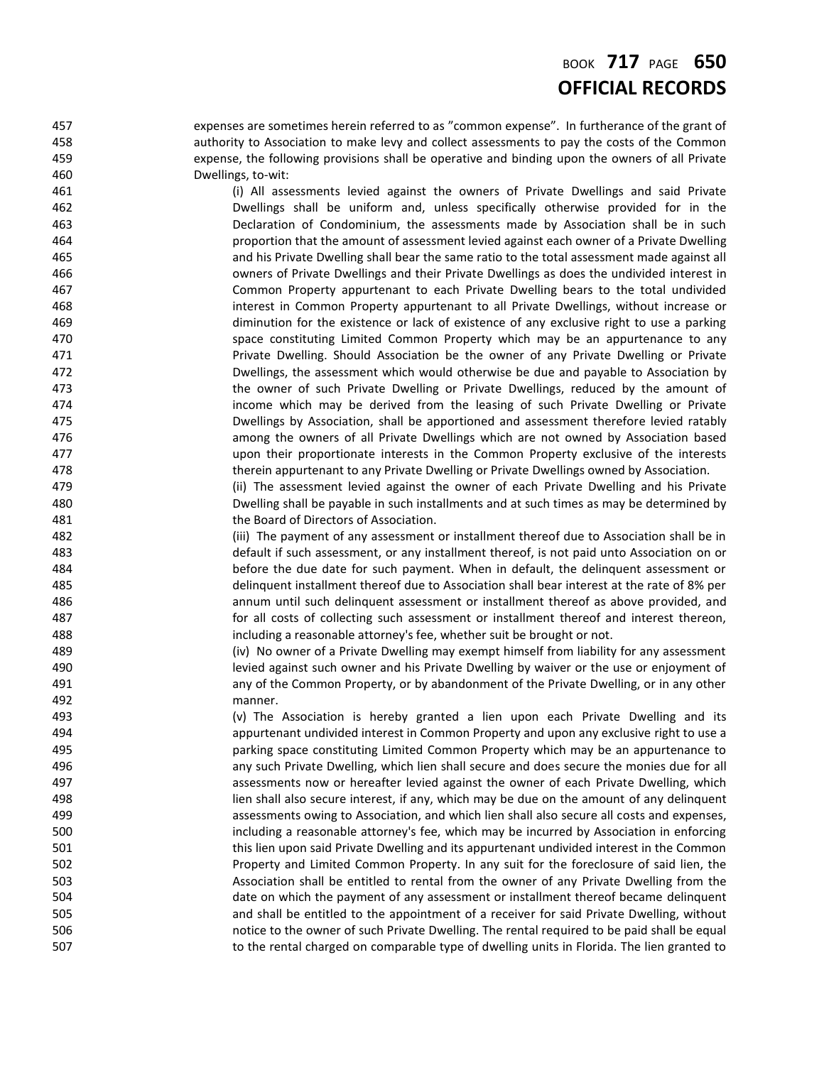expenses are sometimes herein referred to as "common expense". In furtherance of the grant of authority to Association to make levy and collect assessments to pay the costs of the Common expense, the following provisions shall be operative and binding upon the owners of all Private Dwellings, to-wit:

(i) All assessments levied against the owners of Private Dwellings and said Private Dwellings shall be uniform and, unless specifically otherwise provided for in the Declaration of Condominium, the assessments made by Association shall be in such proportion that the amount of assessment levied against each owner of a Private Dwelling and his Private Dwelling shall bear the same ratio to the total assessment made against all owners of Private Dwellings and their Private Dwellings as does the undivided interest in Common Property appurtenant to each Private Dwelling bears to the total undivided interest in Common Property appurtenant to all Private Dwellings, without increase or diminution for the existence or lack of existence of any exclusive right to use a parking space constituting Limited Common Property which may be an appurtenance to any Private Dwelling. Should Association be the owner of any Private Dwelling or Private Dwellings, the assessment which would otherwise be due and payable to Association by the owner of such Private Dwelling or Private Dwellings, reduced by the amount of income which may be derived from the leasing of such Private Dwelling or Private Dwellings by Association, shall be apportioned and assessment therefore levied ratably among the owners of all Private Dwellings which are not owned by Association based upon their proportionate interests in the Common Property exclusive of the interests therein appurtenant to any Private Dwelling or Private Dwellings owned by Association.

(ii) The assessment levied against the owner of each Private Dwelling and his Private Dwelling shall be payable in such installments and at such times as may be determined by the Board of Directors of Association.

(iii) The payment of any assessment or installment thereof due to Association shall be in default if such assessment, or any installment thereof, is not paid unto Association on or before the due date for such payment. When in default, the delinquent assessment or delinquent installment thereof due to Association shall bear interest at the rate of 8% per annum until such delinquent assessment or installment thereof as above provided, and for all costs of collecting such assessment or installment thereof and interest thereon, including a reasonable attorney's fee, whether suit be brought or not.

(iv) No owner of a Private Dwelling may exempt himself from liability for any assessment levied against such owner and his Private Dwelling by waiver or the use or enjoyment of any of the Common Property, or by abandonment of the Private Dwelling, or in any other manner.

(v) The Association is hereby granted a lien upon each Private Dwelling and its appurtenant undivided interest in Common Property and upon any exclusive right to use a parking space constituting Limited Common Property which may be an appurtenance to any such Private Dwelling, which lien shall secure and does secure the monies due for all assessments now or hereafter levied against the owner of each Private Dwelling, which lien shall also secure interest, if any, which may be due on the amount of any delinquent assessments owing to Association, and which lien shall also secure all costs and expenses, including a reasonable attorney's fee, which may be incurred by Association in enforcing this lien upon said Private Dwelling and its appurtenant undivided interest in the Common Property and Limited Common Property. In any suit for the foreclosure of said lien, the Association shall be entitled to rental from the owner of any Private Dwelling from the date on which the payment of any assessment or installment thereof became delinquent and shall be entitled to the appointment of a receiver for said Private Dwelling, without notice to the owner of such Private Dwelling. The rental required to be paid shall be equal to the rental charged on comparable type of dwelling units in Florida. The lien granted to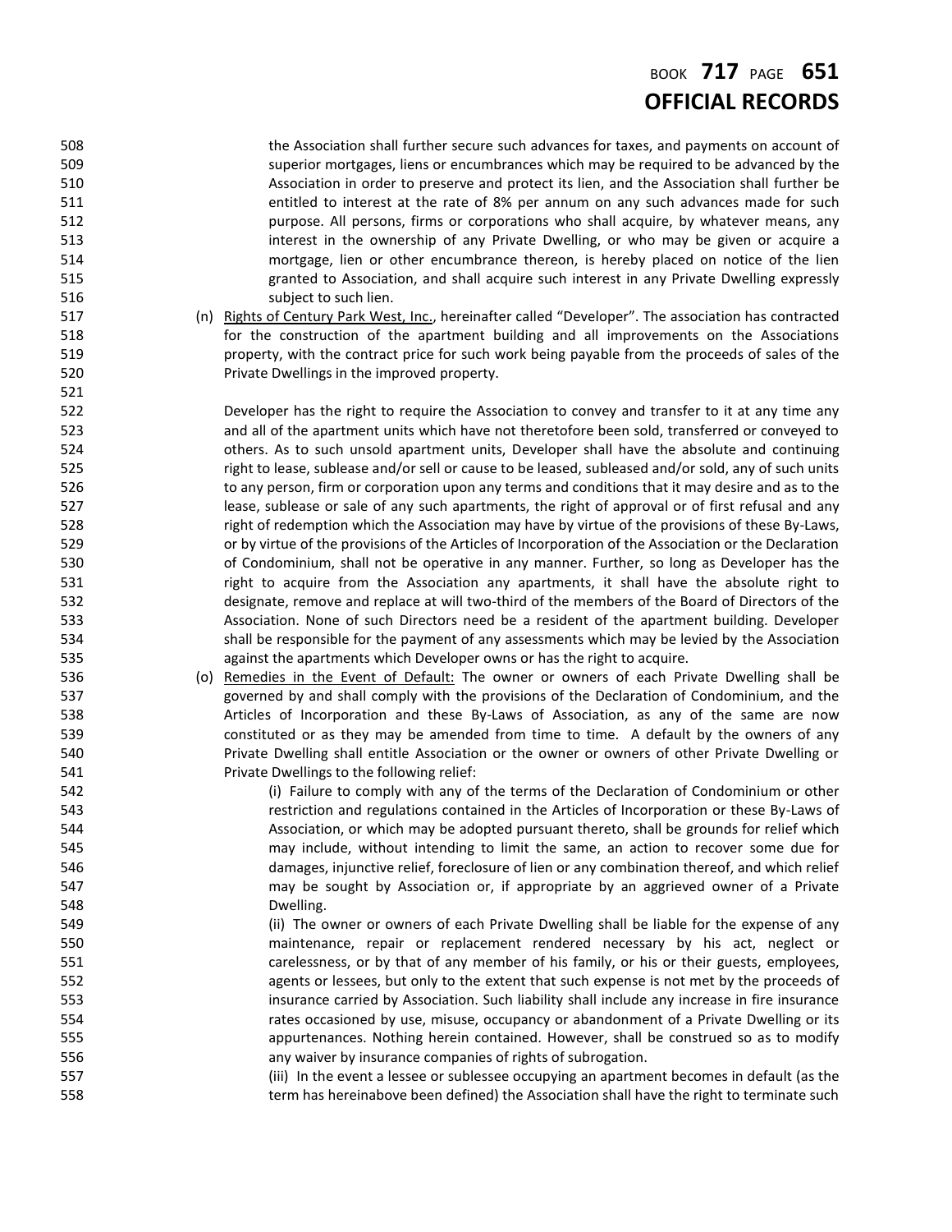the Association shall further secure such advances for taxes, and payments on account of superior mortgages, liens or encumbrances which may be required to be advanced by the Association in order to preserve and protect its lien, and the Association shall further be entitled to interest at the rate of 8% per annum on any such advances made for such purpose. All persons, firms or corporations who shall acquire, by whatever means, any interest in the ownership of any Private Dwelling, or who may be given or acquire a mortgage, lien or other encumbrance thereon, is hereby placed on notice of the lien granted to Association, and shall acquire such interest in any Private Dwelling expressly subject to such lien.

(n) Rights of Century Park West, Inc., hereinafter called "Developer". The association has contracted for the construction of the apartment building and all improvements on the Associations property, with the contract price for such work being payable from the proceeds of sales of the Private Dwellings in the improved property.

Developer has the right to require the Association to convey and transfer to it at any time any and all of the apartment units which have not theretofore been sold, transferred or conveyed to others. As to such unsold apartment units, Developer shall have the absolute and continuing right to lease, sublease and/or sell or cause to be leased, subleased and/or sold, any of such units to any person, firm or corporation upon any terms and conditions that it may desire and as to the lease, sublease or sale of any such apartments, the right of approval or of first refusal and any right of redemption which the Association may have by virtue of the provisions of these By-Laws, or by virtue of the provisions of the Articles of Incorporation of the Association or the Declaration of Condominium, shall not be operative in any manner. Further, so long as Developer has the right to acquire from the Association any apartments, it shall have the absolute right to designate, remove and replace at will two-third of the members of the Board of Directors of the Association. None of such Directors need be a resident of the apartment building. Developer shall be responsible for the payment of any assessments which may be levied by the Association against the apartments which Developer owns or has the right to acquire.

(o) Remedies in the Event of Default: The owner or owners of each Private Dwelling shall be governed by and shall comply with the provisions of the Declaration of Condominium, and the Articles of Incorporation and these By-Laws of Association, as any of the same are now constituted or as they may be amended from time to time. A default by the owners of any Private Dwelling shall entitle Association or the owner or owners of other Private Dwelling or Private Dwellings to the following relief:

(i) Failure to comply with any of the terms of the Declaration of Condominium or other restriction and regulations contained in the Articles of Incorporation or these By-Laws of Association, or which may be adopted pursuant thereto, shall be grounds for relief which may include, without intending to limit the same, an action to recover some due for damages, injunctive relief, foreclosure of lien or any combination thereof, and which relief may be sought by Association or, if appropriate by an aggrieved owner of a Private Dwelling.

(ii) The owner or owners of each Private Dwelling shall be liable for the expense of any maintenance, repair or replacement rendered necessary by his act, neglect or carelessness, or by that of any member of his family, or his or their guests, employees, agents or lessees, but only to the extent that such expense is not met by the proceeds of insurance carried by Association. Such liability shall include any increase in fire insurance rates occasioned by use, misuse, occupancy or abandonment of a Private Dwelling or its appurtenances. Nothing herein contained. However, shall be construed so as to modify any waiver by insurance companies of rights of subrogation.

(iii) In the event a lessee or sublessee occupying an apartment becomes in default (as the term has hereinabove been defined) the Association shall have the right to terminate such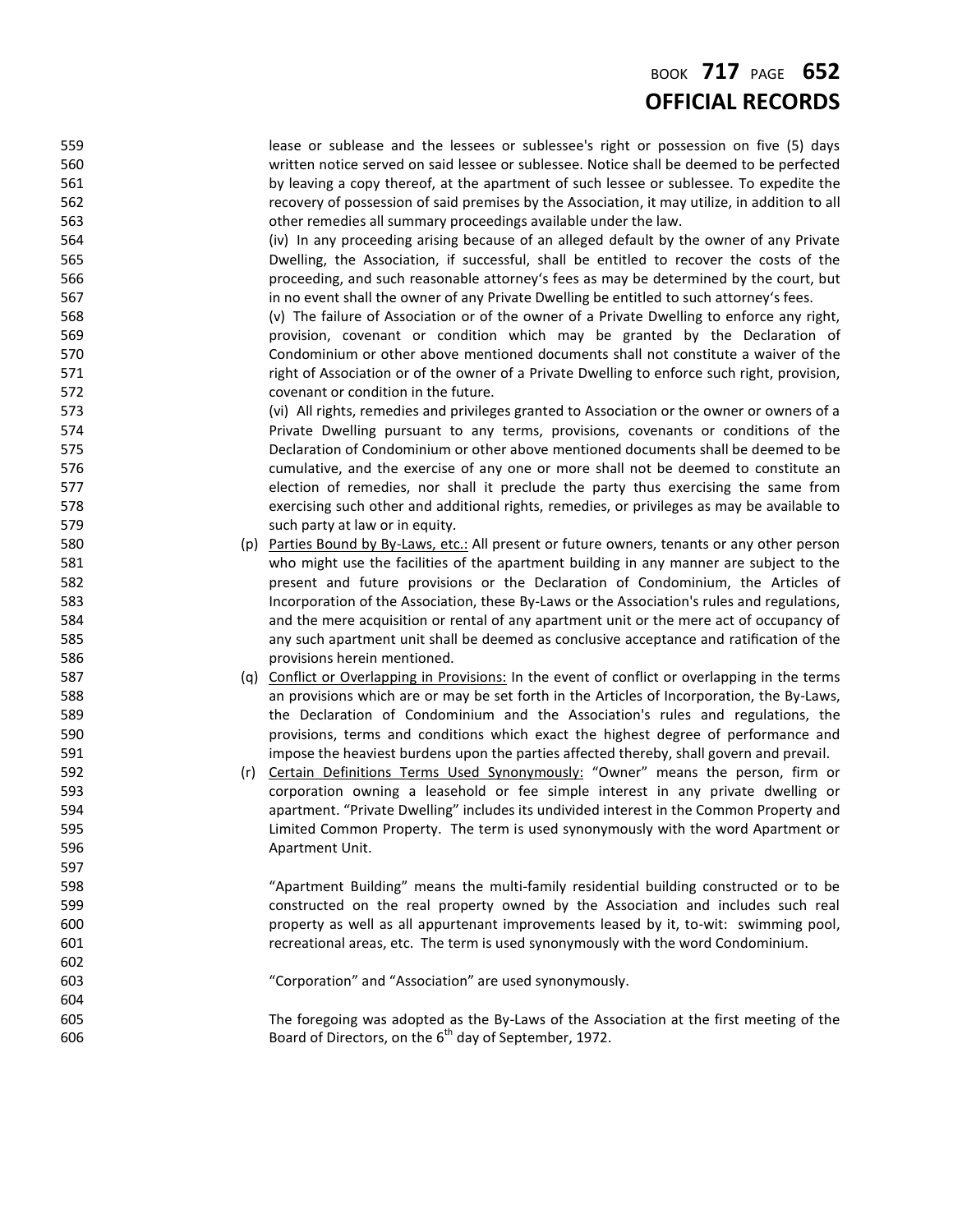lease or sublease and the lessees or sublessee's right or possession on five (5) days written notice served on said lessee or sublessee. Notice shall be deemed to be perfected by leaving a copy thereof, at the apartment of such lessee or sublessee. To expedite the recovery of possession of said premises by the Association, it may utilize, in addition to all other remedies all summary proceedings available under the law.

(iv) In any proceeding arising because of an alleged default by the owner of any Private Dwelling, the Association, if successful, shall be entitled to recover the costs of the proceeding, and such reasonable attorney's fees as may be determined by the court, but in no event shall the owner of any Private Dwelling be entitled to such attorney's fees.

(v) The failure of Association or of the owner of a Private Dwelling to enforce any right, provision, covenant or condition which may be granted by the Declaration of Condominium or other above mentioned documents shall not constitute a waiver of the right of Association or of the owner of a Private Dwelling to enforce such right, provision, covenant or condition in the future.

(vi) All rights, remedies and privileges granted to Association or the owner or owners of a Private Dwelling pursuant to any terms, provisions, covenants or conditions of the Declaration of Condominium or other above mentioned documents shall be deemed to be cumulative, and the exercise of any one or more shall not be deemed to constitute an election of remedies, nor shall it preclude the party thus exercising the same from exercising such other and additional rights, remedies, or privileges as may be available to such party at law or in equity.

(p) Parties Bound by By-Laws, etc.: All present or future owners, tenants or any other person who might use the facilities of the apartment building in any manner are subject to the present and future provisions or the Declaration of Condominium, the Articles of Incorporation of the Association, these By-Laws or the Association's rules and regulations, and the mere acquisition or rental of any apartment unit or the mere act of occupancy of any such apartment unit shall be deemed as conclusive acceptance and ratification of the provisions herein mentioned.

(q) Conflict or Overlapping in Provisions: In the event of conflict or overlapping in the terms an provisions which are or may be set forth in the Articles of Incorporation, the By-Laws, the Declaration of Condominium and the Association's rules and regulations, the provisions, terms and conditions which exact the highest degree of performance and impose the heaviest burdens upon the parties affected thereby, shall govern and prevail.

(r) Certain Definitions Terms Used Synonymously: "Owner" means the person, firm or corporation owning a leasehold or fee simple interest in any private dwelling or apartment. "Private Dwelling" includes its undivided interest in the Common Property and Limited Common Property. The term is used synonymously with the word Apartment or Apartment Unit.

"Apartment Building" means the multi-family residential building constructed or to be constructed on the real property owned by the Association and includes such real property as well as all appurtenant improvements leased by it, to-wit: swimming pool, recreational areas, etc. The term is used synonymously with the word Condominium.

"Corporation" and "Association" are used synonymously.

The foregoing was adopted as the By-Laws of the Association at the first meeting of the Board of Directors, on the 6th day of September, 1972.